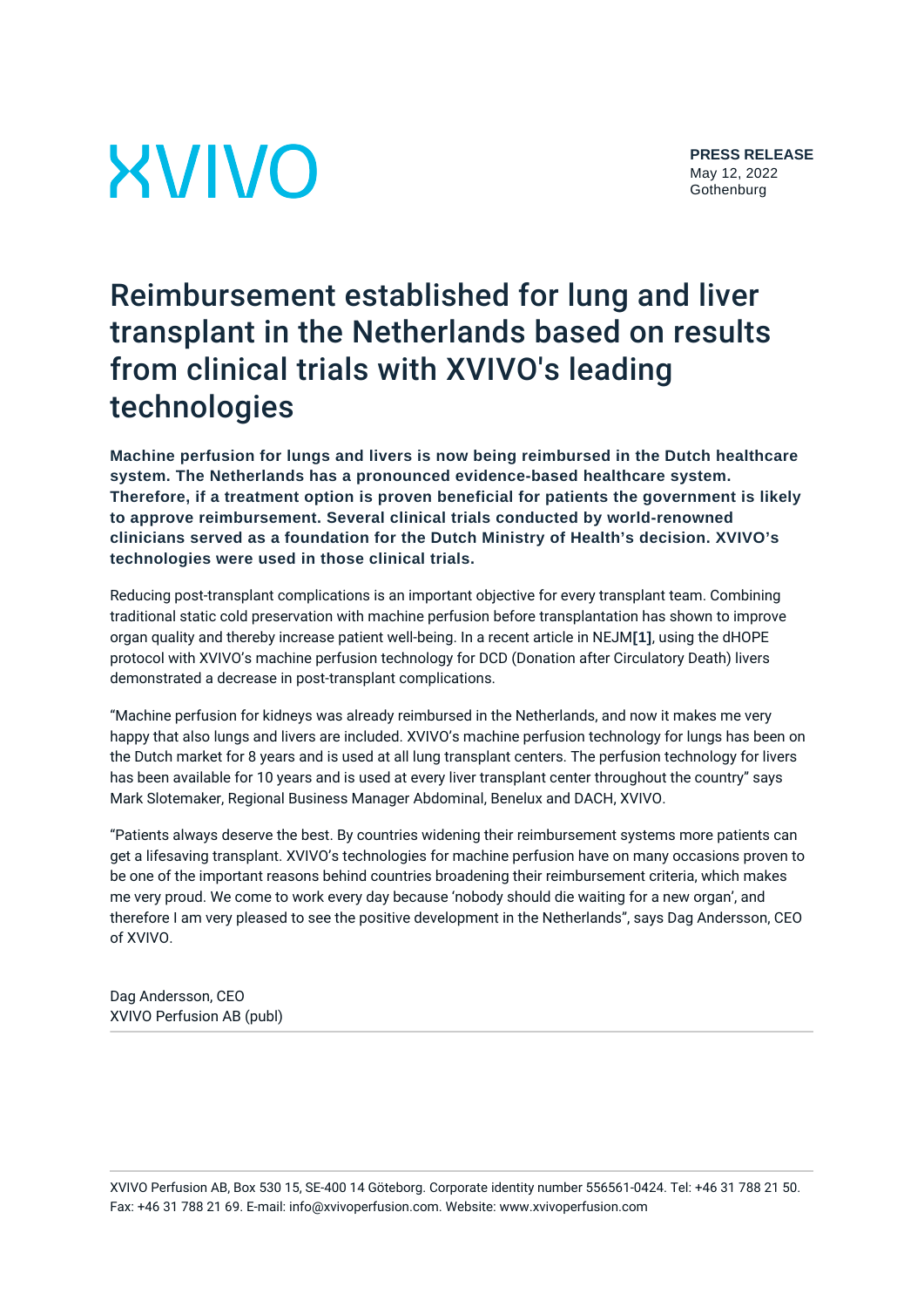XVIVO

**PRESS RELEASE**
May 12, 2022
Gothenburg

# Reimbursement established for lung and liver transplant in the Netherlands based on results from clinical trials with XVIVO's leading technologies

**Machine perfusion for lungs and livers is now being reimbursed in the Dutch healthcare system. The Netherlands has a pronounced evidence-based healthcare system. Therefore, if a treatment option is proven beneficial for patients the government is likely to approve reimbursement. Several clinical trials conducted by world-renowned clinicians served as a foundation for the Dutch Ministry of Health's decision. XVIVO's technologies were used in those clinical trials.**

Reducing post-transplant complications is an important objective for every transplant team. Combining traditional static cold preservation with machine perfusion before transplantation has shown to improve organ quality and thereby increase patient well-being. In a recent article in NEJM**[1]**, using the dHOPE protocol with XVIVO's machine perfusion technology for DCD (Donation after Circulatory Death) livers demonstrated a decrease in post-transplant complications.

"Machine perfusion for kidneys was already reimbursed in the Netherlands, and now it makes me very happy that also lungs and livers are included. XVIVO's machine perfusion technology for lungs has been on the Dutch market for 8 years and is used at all lung transplant centers. The perfusion technology for livers has been available for 10 years and is used at every liver transplant center throughout the country" says Mark Slotemaker, Regional Business Manager Abdominal, Benelux and DACH, XVIVO.

"Patients always deserve the best. By countries widening their reimbursement systems more patients can get a lifesaving transplant. XVIVO's technologies for machine perfusion have on many occasions proven to be one of the important reasons behind countries broadening their reimbursement criteria, which makes me very proud. We come to work every day because 'nobody should die waiting for a new organ', and therefore I am very pleased to see the positive development in the Netherlands", says Dag Andersson, CEO of XVIVO.

Dag Andersson, CEO
XVIVO Perfusion AB (publ)

---

XVIVO Perfusion AB, Box 530 15, SE-400 14 Göteborg. Corporate identity number 556561-0424. Tel: +46 31 788 21 50. Fax: +46 31 788 21 69. E-mail: info@xvivoperfusion.com. Website: www.xvivoperfusion.com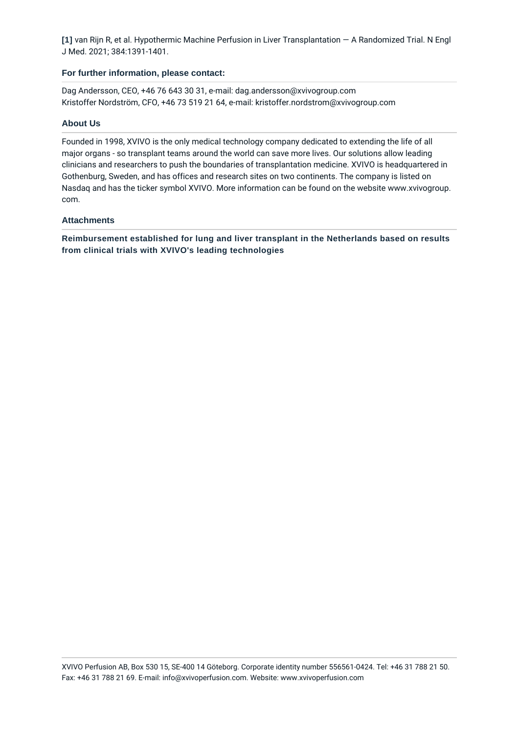**[1]** van Rijn R, et al. Hypothermic Machine Perfusion in Liver Transplantation — A Randomized Trial. N Engl J Med. 2021; 384:1391-1401.

### For further information, please contact:

Dag Andersson, CEO, +46 76 643 30 31, e-mail: dag.andersson@xvivogroup.com
Kristoffer Nordström, CFO, +46 73 519 21 64, e-mail: kristoffer.nordstrom@xvivogroup.com

### About Us

Founded in 1998, XVIVO is the only medical technology company dedicated to extending the life of all major organs - so transplant teams around the world can save more lives. Our solutions allow leading clinicians and researchers to push the boundaries of transplantation medicine. XVIVO is headquartered in Gothenburg, Sweden, and has offices and research sites on two continents. The company is listed on Nasdaq and has the ticker symbol XVIVO. More information can be found on the website www.xvivogroup.com.

### Attachments

**Reimbursement established for lung and liver transplant in the Netherlands based on results from clinical trials with XVIVO's leading technologies**

XVIVO Perfusion AB, Box 530 15, SE-400 14 Göteborg. Corporate identity number 556561-0424. Tel: +46 31 788 21 50. Fax: +46 31 788 21 69. E-mail: info@xvivoperfusion.com. Website: www.xvivoperfusion.com